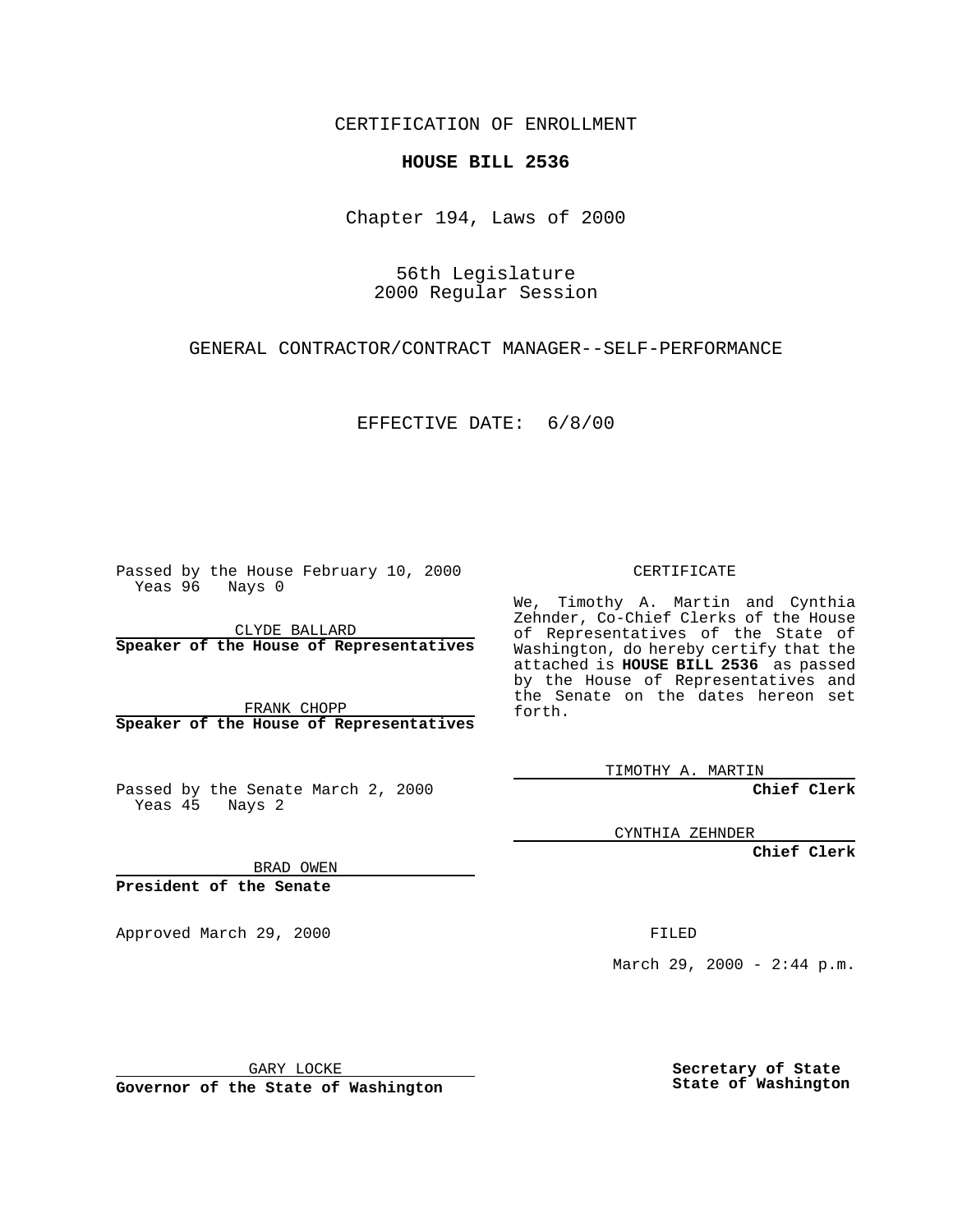CERTIFICATION OF ENROLLMENT

**HOUSE BILL 2536**

Chapter 194, Laws of 2000

56th Legislature
2000 Regular Session

GENERAL CONTRACTOR/CONTRACT MANAGER--SELF-PERFORMANCE

EFFECTIVE DATE: 6/8/00

Passed by the House February 10, 2000
Yeas 96 Nays 0

CLYDE BALLARD
**Speaker of the House of Representatives**

FRANK CHOPP
**Speaker of the House of Representatives**

Passed by the Senate March 2, 2000
Yeas 45 Nays 2

BRAD OWEN
**President of the Senate**

Approved March 29, 2000

GARY LOCKE
**Governor of the State of Washington**

CERTIFICATE

We, Timothy A. Martin and Cynthia Zehnder, Co-Chief Clerks of the House of Representatives of the State of Washington, do hereby certify that the attached is **HOUSE BILL 2536** as passed by the House of Representatives and the Senate on the dates hereon set forth.

TIMOTHY A. MARTIN
**Chief Clerk**

CYNTHIA ZEHNDER
**Chief Clerk**

FILED

March 29, 2000 - 2:44 p.m.

**Secretary of State**
**State of Washington**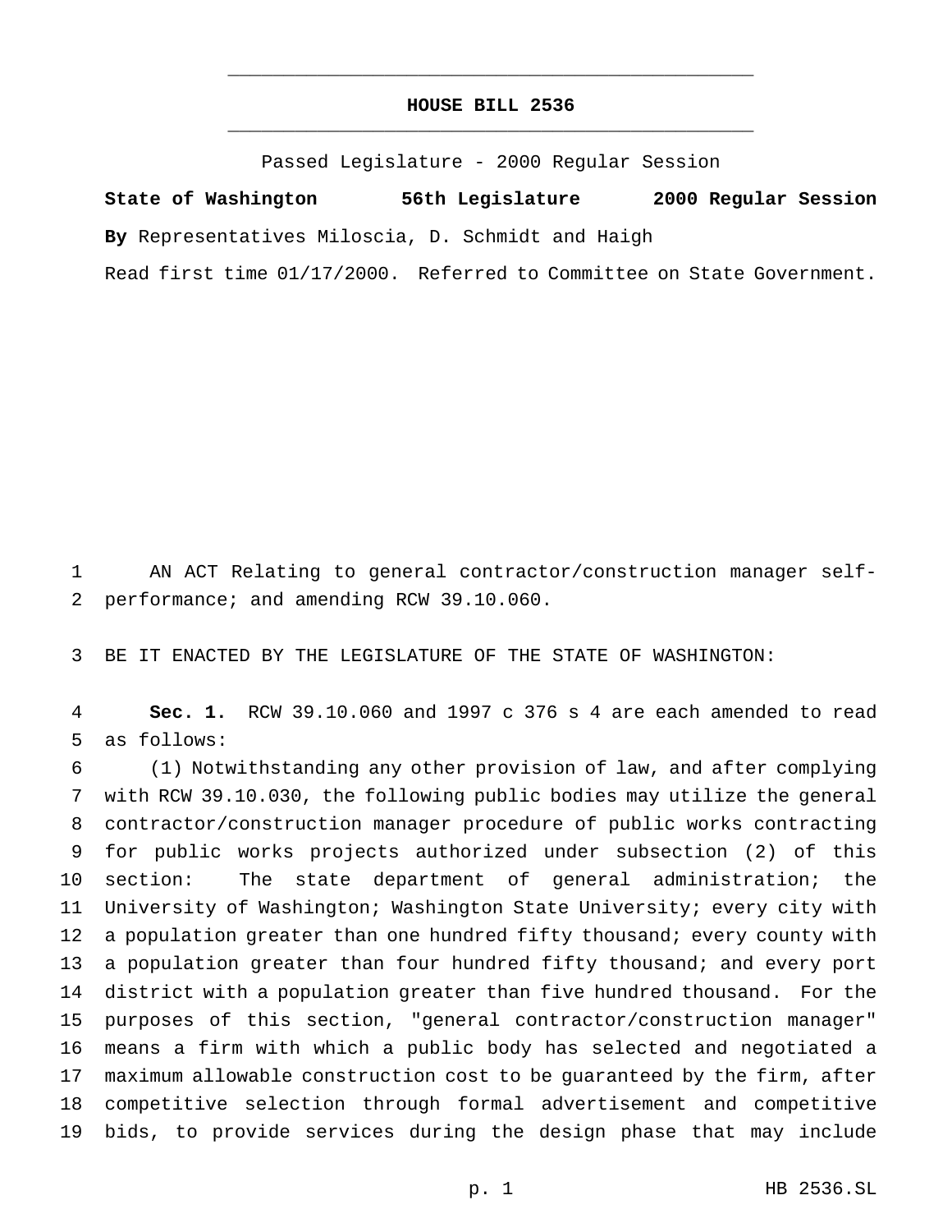# HOUSE BILL 2536

Passed Legislature - 2000 Regular Session

**State of Washington 56th Legislature 2000 Regular Session**

**By** Representatives Miloscia, D. Schmidt and Haigh

Read first time 01/17/2000. Referred to Committee on State Government.

AN ACT Relating to general contractor/construction manager self-performance; and amending RCW 39.10.060.

BE IT ENACTED BY THE LEGISLATURE OF THE STATE OF WASHINGTON:

**Sec. 1.** RCW 39.10.060 and 1997 c 376 s 4 are each amended to read as follows:

(1) Notwithstanding any other provision of law, and after complying with RCW 39.10.030, the following public bodies may utilize the general contractor/construction manager procedure of public works contracting for public works projects authorized under subsection (2) of this section: The state department of general administration; the University of Washington; Washington State University; every city with a population greater than one hundred fifty thousand; every county with a population greater than four hundred fifty thousand; and every port district with a population greater than five hundred thousand. For the purposes of this section, "general contractor/construction manager" means a firm with which a public body has selected and negotiated a maximum allowable construction cost to be guaranteed by the firm, after competitive selection through formal advertisement and competitive bids, to provide services during the design phase that may include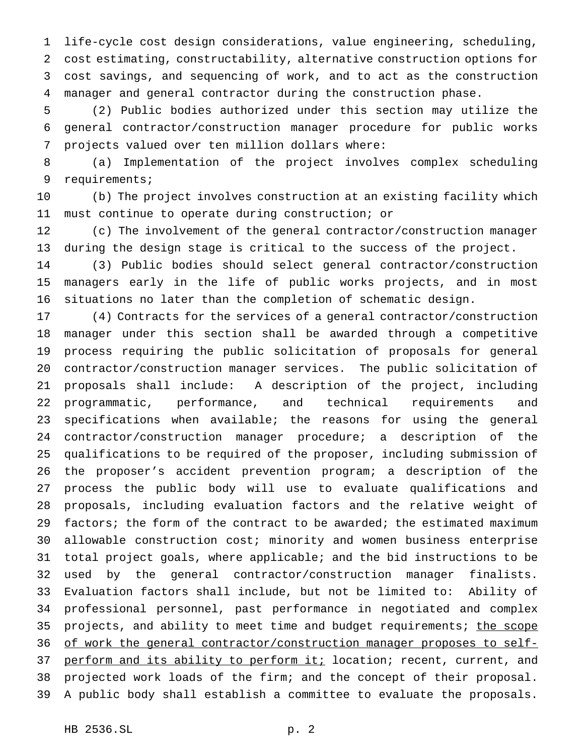life-cycle cost design considerations, value engineering, scheduling, cost estimating, constructability, alternative construction options for cost savings, and sequencing of work, and to act as the construction manager and general contractor during the construction phase.

(2) Public bodies authorized under this section may utilize the general contractor/construction manager procedure for public works projects valued over ten million dollars where:

(a) Implementation of the project involves complex scheduling requirements;

(b) The project involves construction at an existing facility which must continue to operate during construction; or

(c) The involvement of the general contractor/construction manager during the design stage is critical to the success of the project.

(3) Public bodies should select general contractor/construction managers early in the life of public works projects, and in most situations no later than the completion of schematic design.

(4) Contracts for the services of a general contractor/construction manager under this section shall be awarded through a competitive process requiring the public solicitation of proposals for general contractor/construction manager services. The public solicitation of proposals shall include: A description of the project, including programmatic, performance, and technical requirements and specifications when available; the reasons for using the general contractor/construction manager procedure; a description of the qualifications to be required of the proposer, including submission of the proposer's accident prevention program; a description of the process the public body will use to evaluate qualifications and proposals, including evaluation factors and the relative weight of factors; the form of the contract to be awarded; the estimated maximum allowable construction cost; minority and women business enterprise total project goals, where applicable; and the bid instructions to be used by the general contractor/construction manager finalists. Evaluation factors shall include, but not be limited to: Ability of professional personnel, past performance in negotiated and complex projects, and ability to meet time and budget requirements; <u>the scope of work the general contractor/construction manager proposes to self-perform and its ability to perform it;</u> location; recent, current, and projected work loads of the firm; and the concept of their proposal. A public body shall establish a committee to evaluate the proposals.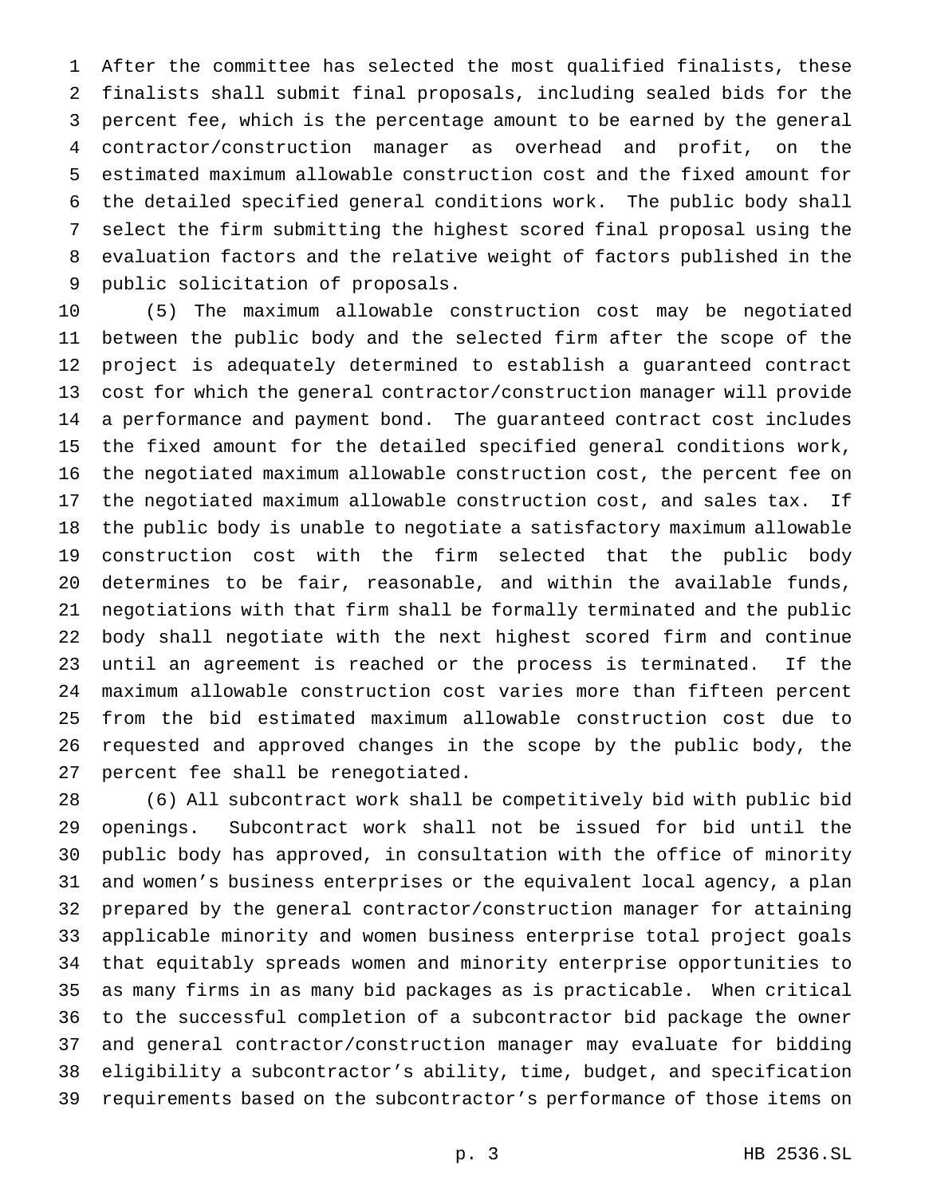After the committee has selected the most qualified finalists, these finalists shall submit final proposals, including sealed bids for the percent fee, which is the percentage amount to be earned by the general contractor/construction manager as overhead and profit, on the estimated maximum allowable construction cost and the fixed amount for the detailed specified general conditions work. The public body shall select the firm submitting the highest scored final proposal using the evaluation factors and the relative weight of factors published in the public solicitation of proposals.

(5) The maximum allowable construction cost may be negotiated between the public body and the selected firm after the scope of the project is adequately determined to establish a guaranteed contract cost for which the general contractor/construction manager will provide a performance and payment bond. The guaranteed contract cost includes the fixed amount for the detailed specified general conditions work, the negotiated maximum allowable construction cost, the percent fee on the negotiated maximum allowable construction cost, and sales tax. If the public body is unable to negotiate a satisfactory maximum allowable construction cost with the firm selected that the public body determines to be fair, reasonable, and within the available funds, negotiations with that firm shall be formally terminated and the public body shall negotiate with the next highest scored firm and continue until an agreement is reached or the process is terminated. If the maximum allowable construction cost varies more than fifteen percent from the bid estimated maximum allowable construction cost due to requested and approved changes in the scope by the public body, the percent fee shall be renegotiated.

(6) All subcontract work shall be competitively bid with public bid openings. Subcontract work shall not be issued for bid until the public body has approved, in consultation with the office of minority and women's business enterprises or the equivalent local agency, a plan prepared by the general contractor/construction manager for attaining applicable minority and women business enterprise total project goals that equitably spreads women and minority enterprise opportunities to as many firms in as many bid packages as is practicable. When critical to the successful completion of a subcontractor bid package the owner and general contractor/construction manager may evaluate for bidding eligibility a subcontractor's ability, time, budget, and specification requirements based on the subcontractor's performance of those items on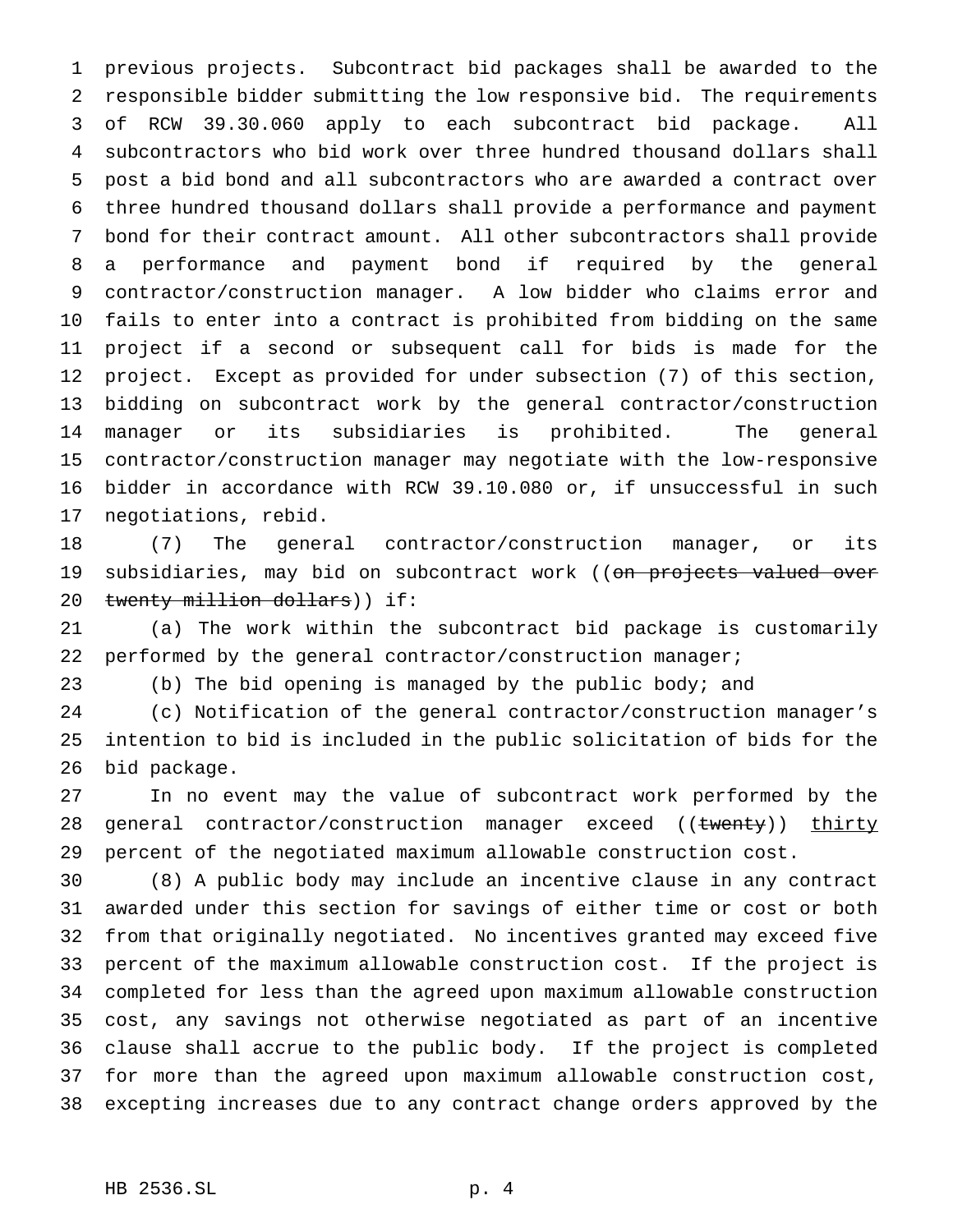previous projects. Subcontract bid packages shall be awarded to the responsible bidder submitting the low responsive bid. The requirements of RCW 39.30.060 apply to each subcontract bid package. All subcontractors who bid work over three hundred thousand dollars shall post a bid bond and all subcontractors who are awarded a contract over three hundred thousand dollars shall provide a performance and payment bond for their contract amount. All other subcontractors shall provide a performance and payment bond if required by the general contractor/construction manager. A low bidder who claims error and fails to enter into a contract is prohibited from bidding on the same project if a second or subsequent call for bids is made for the project. Except as provided for under subsection (7) of this section, bidding on subcontract work by the general contractor/construction manager or its subsidiaries is prohibited. The general contractor/construction manager may negotiate with the low-responsive bidder in accordance with RCW 39.10.080 or, if unsuccessful in such negotiations, rebid.

(7) The general contractor/construction manager, or its subsidiaries, may bid on subcontract work ((~~on projects valued over twenty million dollars~~)) if:

(a) The work within the subcontract bid package is customarily performed by the general contractor/construction manager;

(b) The bid opening is managed by the public body; and

(c) Notification of the general contractor/construction manager's intention to bid is included in the public solicitation of bids for the bid package.

In no event may the value of subcontract work performed by the general contractor/construction manager exceed ((~~twenty~~)) <u>thirty</u> percent of the negotiated maximum allowable construction cost.

(8) A public body may include an incentive clause in any contract awarded under this section for savings of either time or cost or both from that originally negotiated. No incentives granted may exceed five percent of the maximum allowable construction cost. If the project is completed for less than the agreed upon maximum allowable construction cost, any savings not otherwise negotiated as part of an incentive clause shall accrue to the public body. If the project is completed for more than the agreed upon maximum allowable construction cost, excepting increases due to any contract change orders approved by the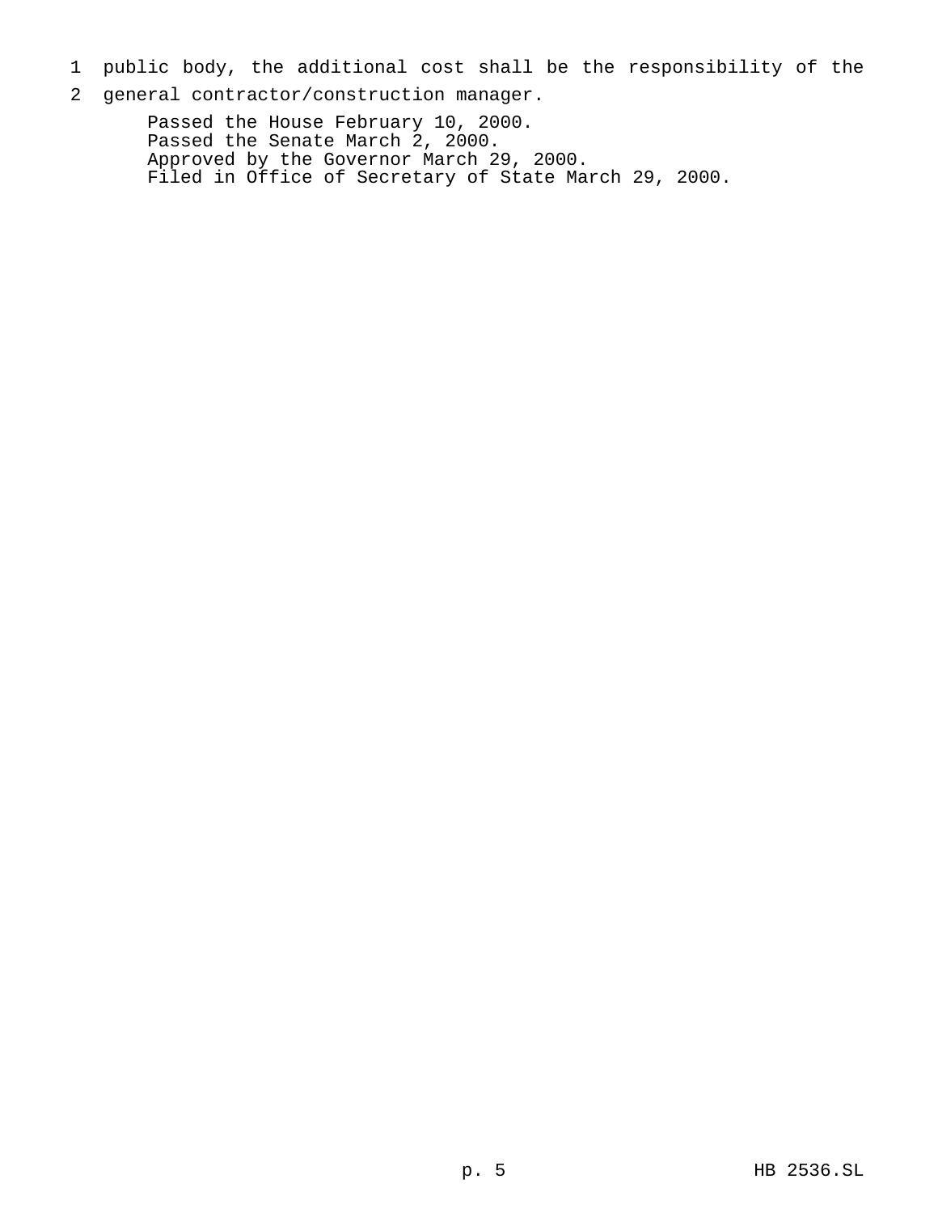public body, the additional cost shall be the responsibility of the general contractor/construction manager.

Passed the House February 10, 2000.
Passed the Senate March 2, 2000.
Approved by the Governor March 29, 2000.
Filed in Office of Secretary of State March 29, 2000.